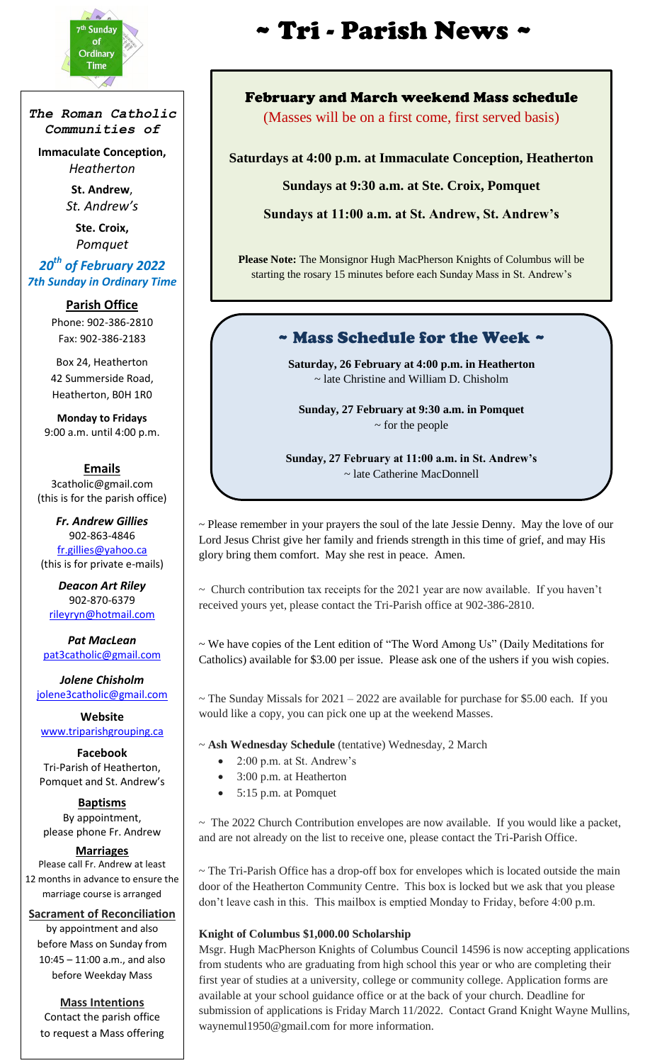7th Sunday of Ordinary Time

# ~ Tri - Parish News ~

***The Roman Catholic Communities of***

**Immaculate Conception,**
*Heatherton*

**St. Andrew**,
*St. Andrew's*

**Ste. Croix,**
*Pomquet*

***20th of February 2022***
***7th Sunday in Ordinary Time***

**Parish Office**
Phone: 902-386-2810
Fax: 902-386-2183

Box 24, Heatherton
42 Summerside Road,
Heatherton, B0H 1R0

**Monday to Fridays**
9:00 a.m. until 4:00 p.m.

**Emails**
3catholic@gmail.com
(this is for the parish office)

***Fr. Andrew Gillies***
902-863-4846
fr.gillies@yahoo.ca
(this is for private e-mails)

***Deacon Art Riley***
902-870-6379
rileyryn@hotmail.com

***Pat MacLean***
pat3catholic@gmail.com

***Jolene Chisholm***
jolene3catholic@gmail.com

**Website**
www.triparishgrouping.ca

**Facebook**
Tri-Parish of Heatherton, Pomquet and St. Andrew's

**Baptisms**
By appointment, please phone Fr. Andrew

**Marriages**
Please call Fr. Andrew at least 12 months in advance to ensure the marriage course is arranged

**Sacrament of Reconciliation**
by appointment and also before Mass on Sunday from 10:45 – 11:00 a.m., and also before Weekday Mass

**Mass Intentions**
Contact the parish office to request a Mass offering

## February and March weekend Mass schedule

(Masses will be on a first come, first served basis)

**Saturdays at 4:00 p.m. at Immaculate Conception, Heatherton**

**Sundays at 9:30 a.m. at Ste. Croix, Pomquet**

**Sundays at 11:00 a.m. at St. Andrew, St. Andrew's**

**Please Note:** The Monsignor Hugh MacPherson Knights of Columbus will be starting the rosary 15 minutes before each Sunday Mass in St. Andrew's

## ~ Mass Schedule for the Week ~

**Saturday, 26 February at 4:00 p.m. in Heatherton**
~ late Christine and William D. Chisholm

**Sunday, 27 February at 9:30 a.m. in Pomquet**
~ for the people

**Sunday, 27 February at 11:00 a.m. in St. Andrew's**
~ late Catherine MacDonnell

~ Please remember in your prayers the soul of the late Jessie Denny. May the love of our Lord Jesus Christ give her family and friends strength in this time of grief, and may His glory bring them comfort. May she rest in peace. Amen.

~ Church contribution tax receipts for the 2021 year are now available. If you haven't received yours yet, please contact the Tri-Parish office at 902-386-2810.

~ We have copies of the Lent edition of "The Word Among Us" (Daily Meditations for Catholics) available for $3.00 per issue. Please ask one of the ushers if you wish copies.

~ The Sunday Missals for 2021 – 2022 are available for purchase for $5.00 each. If you would like a copy, you can pick one up at the weekend Masses.

~ **Ash Wednesday Schedule** (tentative) Wednesday, 2 March

- 2:00 p.m. at St. Andrew's
- 3:00 p.m. at Heatherton
- 5:15 p.m. at Pomquet

~ The 2022 Church Contribution envelopes are now available. If you would like a packet, and are not already on the list to receive one, please contact the Tri-Parish Office.

~ The Tri-Parish Office has a drop-off box for envelopes which is located outside the main door of the Heatherton Community Centre. This box is locked but we ask that you please don't leave cash in this. This mailbox is emptied Monday to Friday, before 4:00 p.m.

**Knight of Columbus $1,000.00 Scholarship**

Msgr. Hugh MacPherson Knights of Columbus Council 14596 is now accepting applications from students who are graduating from high school this year or who are completing their first year of studies at a university, college or community college. Application forms are available at your school guidance office or at the back of your church. Deadline for submission of applications is Friday March 11/2022. Contact Grand Knight Wayne Mullins, waynemul1950@gmail.com for more information.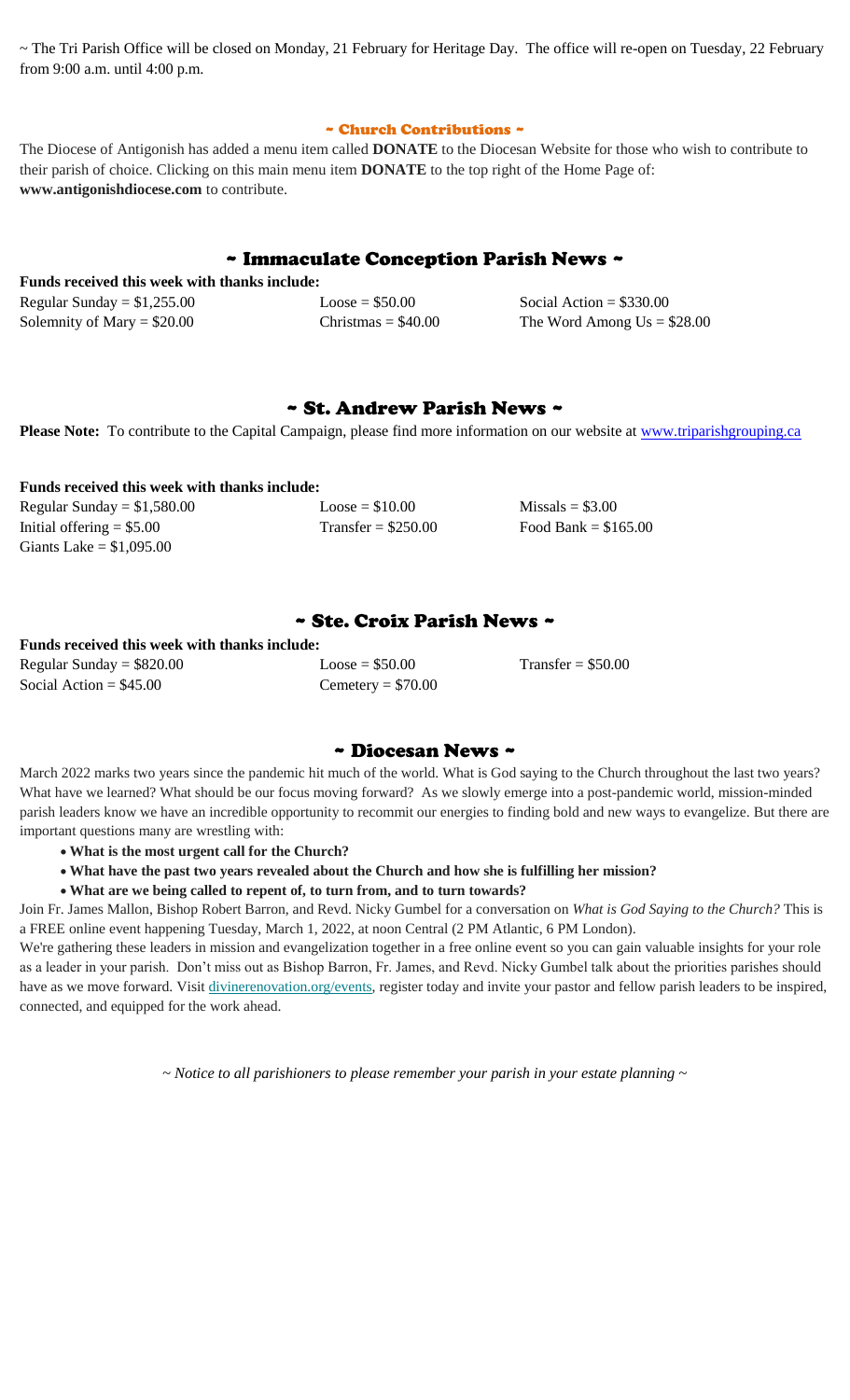~ The Tri Parish Office will be closed on Monday, 21 February for Heritage Day. The office will re-open on Tuesday, 22 February from 9:00 a.m. until 4:00 p.m.

## ~ Church Contributions ~

The Diocese of Antigonish has added a menu item called **DONATE** to the Diocesan Website for those who wish to contribute to their parish of choice. Clicking on this main menu item **DONATE** to the top right of the Home Page of: **www.antigonishdiocese.com** to contribute.

## ~ Immaculate Conception Parish News ~

**Funds received this week with thanks include:**

| | | |
|---|---|---|
| Regular Sunday = $1,255.00 | Loose = $50.00 | Social Action = $330.00 |
| Solemnity of Mary = $20.00 | Christmas = $40.00 | The Word Among Us = $28.00 |

## ~ St. Andrew Parish News ~

**Please Note:** To contribute to the Capital Campaign, please find more information on our website at www.triparishgrouping.ca

**Funds received this week with thanks include:**

| | | |
|---|---|---|
| Regular Sunday = $1,580.00 | Loose = $10.00 | Missals = $3.00 |
| Initial offering = $5.00 | Transfer = $250.00 | Food Bank = $165.00 |
| Giants Lake = $1,095.00 | | |

## ~ Ste. Croix Parish News ~

**Funds received this week with thanks include:**

| | | |
|---|---|---|
| Regular Sunday = $820.00 | Loose = $50.00 | Transfer = $50.00 |
| Social Action = $45.00 | Cemetery = $70.00 | |

## ~ Diocesan News ~

March 2022 marks two years since the pandemic hit much of the world. What is God saying to the Church throughout the last two years? What have we learned? What should be our focus moving forward? As we slowly emerge into a post-pandemic world, mission-minded parish leaders know we have an incredible opportunity to recommit our energies to finding bold and new ways to evangelize. But there are important questions many are wrestling with:

- **What is the most urgent call for the Church?**
- **What have the past two years revealed about the Church and how she is fulfilling her mission?**
- **What are we being called to repent of, to turn from, and to turn towards?**

Join Fr. James Mallon, Bishop Robert Barron, and Revd. Nicky Gumbel for a conversation on *What is God Saying to the Church?* This is a FREE online event happening Tuesday, March 1, 2022, at noon Central (2 PM Atlantic, 6 PM London).

We're gathering these leaders in mission and evangelization together in a free online event so you can gain valuable insights for your role as a leader in your parish. Don't miss out as Bishop Barron, Fr. James, and Revd. Nicky Gumbel talk about the priorities parishes should have as we move forward. Visit divinerenovation.org/events, register today and invite your pastor and fellow parish leaders to be inspired, connected, and equipped for the work ahead.

*~ Notice to all parishioners to please remember your parish in your estate planning ~*